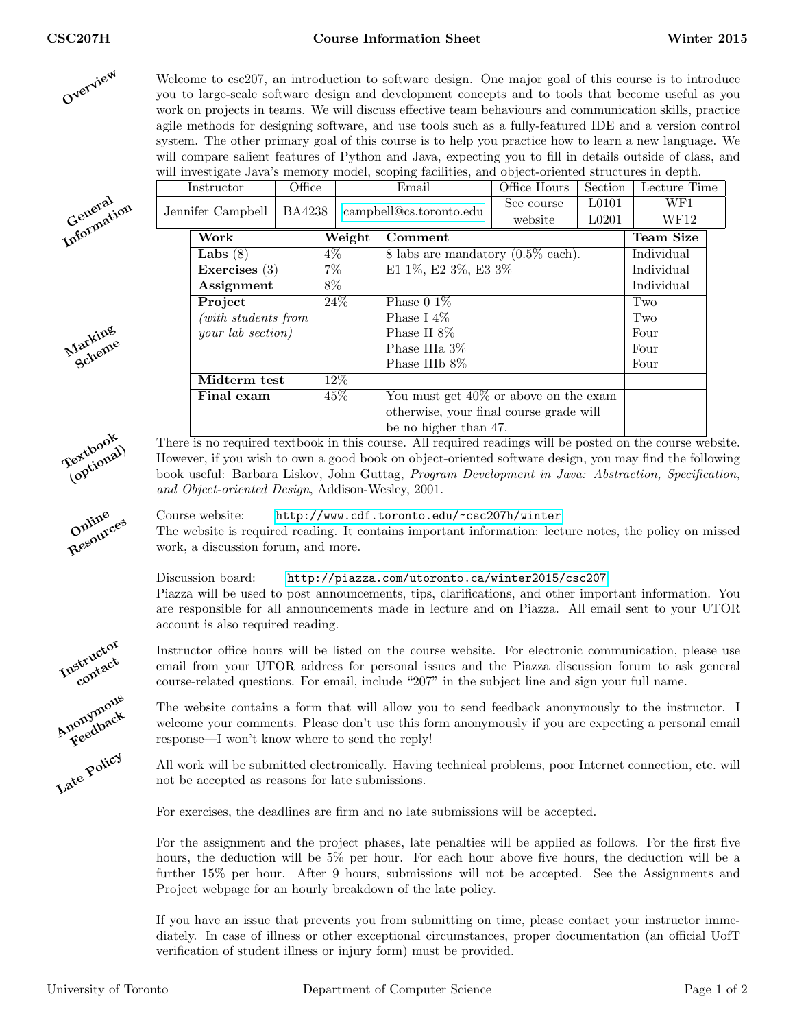# CSC207H Course Information Sheet Winter 2015

## Overview

Welcome to csc207, an introduction to software design. One major goal of this course is to introduce you to large-scale software design and development concepts and to tools that become useful as you work on projects in teams. We will discuss effective team behaviours and communication skills, practice agile methods for designing software, and use tools such as a fully-featured IDE and a version control system. The other primary goal of this course is to help you practice how to learn a new language. We will compare salient features of Python and Java, expecting you to fill in details outside of class, and will investigate Java's memory model, scoping facilities, and object-oriented structures in depth.

## General Information

| Instructor | Office | Email | Office Hours | Section | Lecture Time |
|---|---|---|---|---|---|
| Jennifer Campbell | BA4238 | campbell@cs.toronto.edu | See course website | L0101 | WF1 |
| | | | | L0201 | WF12 |

## Marking Scheme

| Work | Weight | Comment | Team Size |
|---|---|---|---|
| **Labs** (8) | 4% | 8 labs are mandatory (0.5% each). | Individual |
| **Exercises** (3) | 7% | E1 1%, E2 3%, E3 3% | Individual |
| **Assignment** | 8% | | Individual |
| **Project** *(with students from your lab section)* | 24% | Phase 0 1% | Two |
| | | Phase I 4% | Two |
| | | Phase II 8% | Four |
| | | Phase IIIa 3% | Four |
| | | Phase IIIb 8% | Four |
| **Midterm test** | 12% | | |
| **Final exam** | 45% | You must get 40% or above on the exam otherwise, your final course grade will be no higher than 47. | |

## Textbook (optional)

There is no required textbook in this course. All required readings will be posted on the course website. However, if you wish to own a good book on object-oriented software design, you may find the following book useful: Barbara Liskov, John Guttag, *Program Development in Java: Abstraction, Specification, and Object-oriented Design*, Addison-Wesley, 2001.

## Online Resources

Course website: http://www.cdf.toronto.edu/~csc207h/winter
The website is required reading. It contains important information: lecture notes, the policy on missed work, a discussion forum, and more.

Discussion board: http://piazza.com/utoronto.ca/winter2015/csc207
Piazza will be used to post announcements, tips, clarifications, and other important information. You are responsible for all announcements made in lecture and on Piazza. All email sent to your UTOR account is also required reading.

## Instructor contact

Instructor office hours will be listed on the course website. For electronic communication, please use email from your UTOR address for personal issues and the Piazza discussion forum to ask general course-related questions. For email, include "207" in the subject line and sign your full name.

## Anonymous Feedback

The website contains a form that will allow you to send feedback anonymously to the instructor. I welcome your comments. Please don't use this form anonymously if you are expecting a personal email response—I won't know where to send the reply!

## Late Policy

All work will be submitted electronically. Having technical problems, poor Internet connection, etc. will not be accepted as reasons for late submissions.

For exercises, the deadlines are firm and no late submissions will be accepted.

For the assignment and the project phases, late penalties will be applied as follows. For the first five hours, the deduction will be 5% per hour. For each hour above five hours, the deduction will be a further 15% per hour. After 9 hours, submissions will not be accepted. See the Assignments and Project webpage for an hourly breakdown of the late policy.

If you have an issue that prevents you from submitting on time, please contact your instructor immediately. In case of illness or other exceptional circumstances, proper documentation (an official UofT verification of student illness or injury form) must be provided.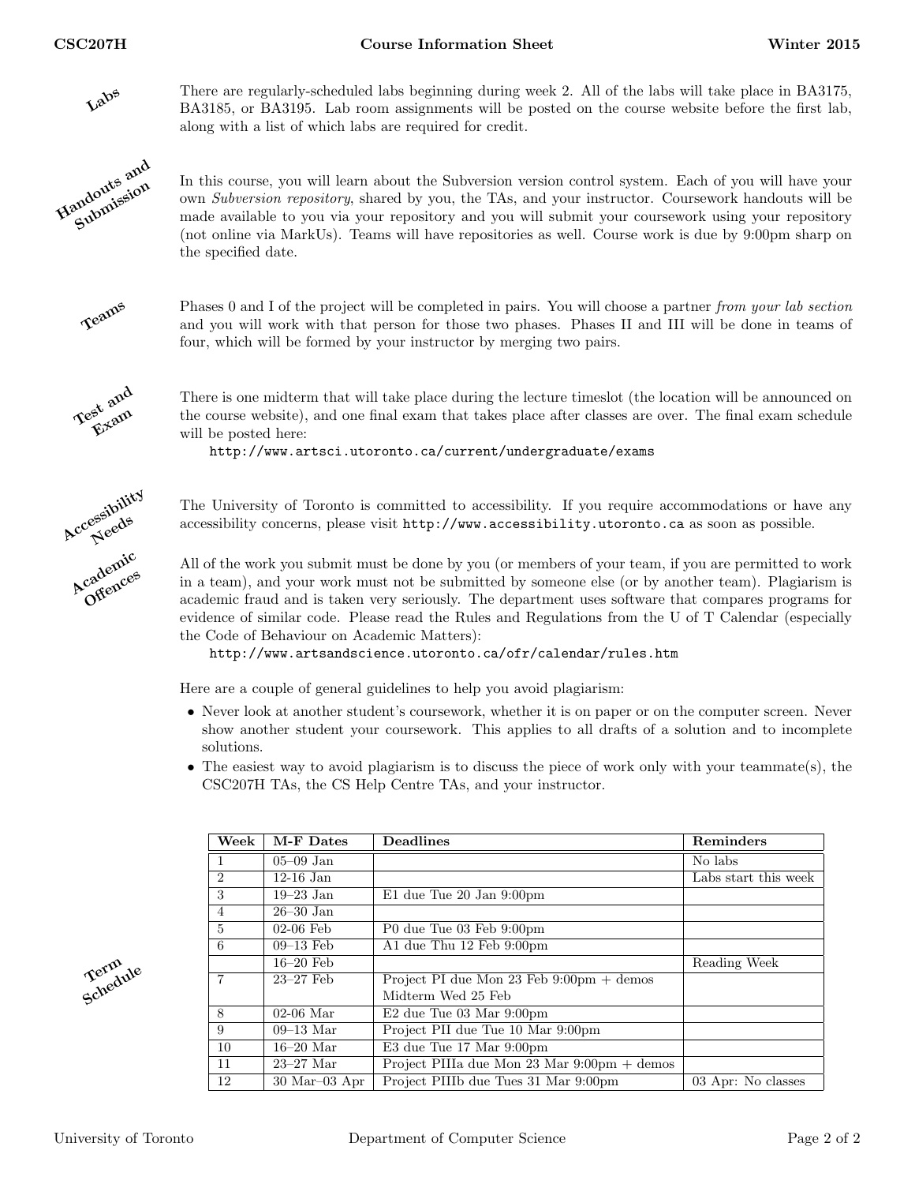## Labs

There are regularly-scheduled labs beginning during week 2. All of the labs will take place in BA3175, BA3185, or BA3195. Lab room assignments will be posted on the course website before the first lab, along with a list of which labs are required for credit.

## Handouts and Submission

In this course, you will learn about the Subversion version control system. Each of you will have your own *Subversion repository*, shared by you, the TAs, and your instructor. Coursework handouts will be made available to you via your repository and you will submit your coursework using your repository (not online via MarkUs). Teams will have repositories as well. Course work is due by 9:00pm sharp on the specified date.

## Teams

Phases 0 and I of the project will be completed in pairs. You will choose a partner *from your lab section* and you will work with that person for those two phases. Phases II and III will be done in teams of four, which will be formed by your instructor by merging two pairs.

## Test and Exam

There is one midterm that will take place during the lecture timeslot (the location will be announced on the course website), and one final exam that takes place after classes are over. The final exam schedule will be posted here:

`http://www.artsci.utoronto.ca/current/undergraduate/exams`

## Accessibility Needs

The University of Toronto is committed to accessibility. If you require accommodations or have any accessibility concerns, please visit `http://www.accessibility.utoronto.ca` as soon as possible.

## Academic Offences

All of the work you submit must be done by you (or members of your team, if you are permitted to work in a team), and your work must not be submitted by someone else (or by another team). Plagiarism is academic fraud and is taken very seriously. The department uses software that compares programs for evidence of similar code. Please read the Rules and Regulations from the U of T Calendar (especially the Code of Behaviour on Academic Matters):

`http://www.artsandscience.utoronto.ca/ofr/calendar/rules.htm`

Here are a couple of general guidelines to help you avoid plagiarism:

- Never look at another student's coursework, whether it is on paper or on the computer screen. Never show another student your coursework. This applies to all drafts of a solution and to incomplete solutions.
- The easiest way to avoid plagiarism is to discuss the piece of work only with your teammate(s), the CSC207H TAs, the CS Help Centre TAs, and your instructor.

## Term Schedule

| Week | M-F Dates | Deadlines | Reminders |
|---|---|---|---|
| 1 | 05–09 Jan | | No labs |
| 2 | 12-16 Jan | | Labs start this week |
| 3 | 19–23 Jan | E1 due Tue 20 Jan 9:00pm | |
| 4 | 26–30 Jan | | |
| 5 | 02-06 Feb | P0 due Tue 03 Feb 9:00pm | |
| 6 | 09–13 Feb | A1 due Thu 12 Feb 9:00pm | |
| | 16–20 Feb | | Reading Week |
| 7 | 23–27 Feb | Project PI due Mon 23 Feb 9:00pm + demos<br>Midterm Wed 25 Feb | |
| 8 | 02-06 Mar | E2 due Tue 03 Mar 9:00pm | |
| 9 | 09–13 Mar | Project PII due Tue 10 Mar 9:00pm | |
| 10 | 16–20 Mar | E3 due Tue 17 Mar 9:00pm | |
| 11 | 23–27 Mar | Project PIIIa due Mon 23 Mar 9:00pm + demos | |
| 12 | 30 Mar–03 Apr | Project PIIIb due Tues 31 Mar 9:00pm | 03 Apr: No classes |